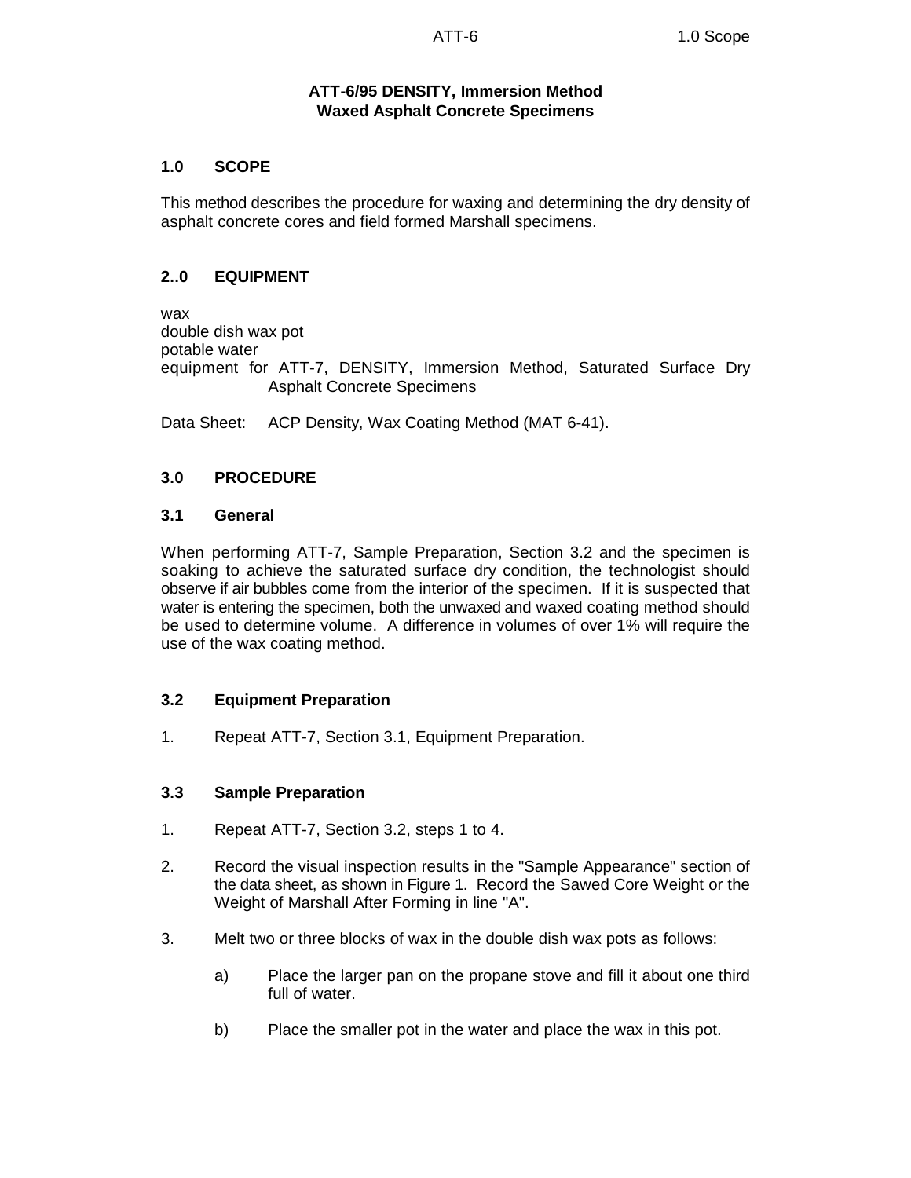# ATT-6/95 DENSITY, Immersion Method
## Waxed Asphalt Concrete Specimens

## 1.0 SCOPE

This method describes the procedure for waxing and determining the dry density of asphalt concrete cores and field formed Marshall specimens.

## 2..0 EQUIPMENT

wax
double dish wax pot
potable water
equipment for ATT-7, DENSITY, Immersion Method, Saturated Surface Dry Asphalt Concrete Specimens

Data Sheet: ACP Density, Wax Coating Method (MAT 6-41).

## 3.0 PROCEDURE

### 3.1 General

When performing ATT-7, Sample Preparation, Section 3.2 and the specimen is soaking to achieve the saturated surface dry condition, the technologist should observe if air bubbles come from the interior of the specimen. If it is suspected that water is entering the specimen, both the unwaxed and waxed coating method should be used to determine volume. A difference in volumes of over 1% will require the use of the wax coating method.

### 3.2 Equipment Preparation

1. Repeat ATT-7, Section 3.1, Equipment Preparation.

### 3.3 Sample Preparation

1. Repeat ATT-7, Section 3.2, steps 1 to 4.

2. Record the visual inspection results in the "Sample Appearance" section of the data sheet, as shown in Figure 1. Record the Sawed Core Weight or the Weight of Marshall After Forming in line "A".

3. Melt two or three blocks of wax in the double dish wax pots as follows:

   a) Place the larger pan on the propane stove and fill it about one third full of water.

   b) Place the smaller pot in the water and place the wax in this pot.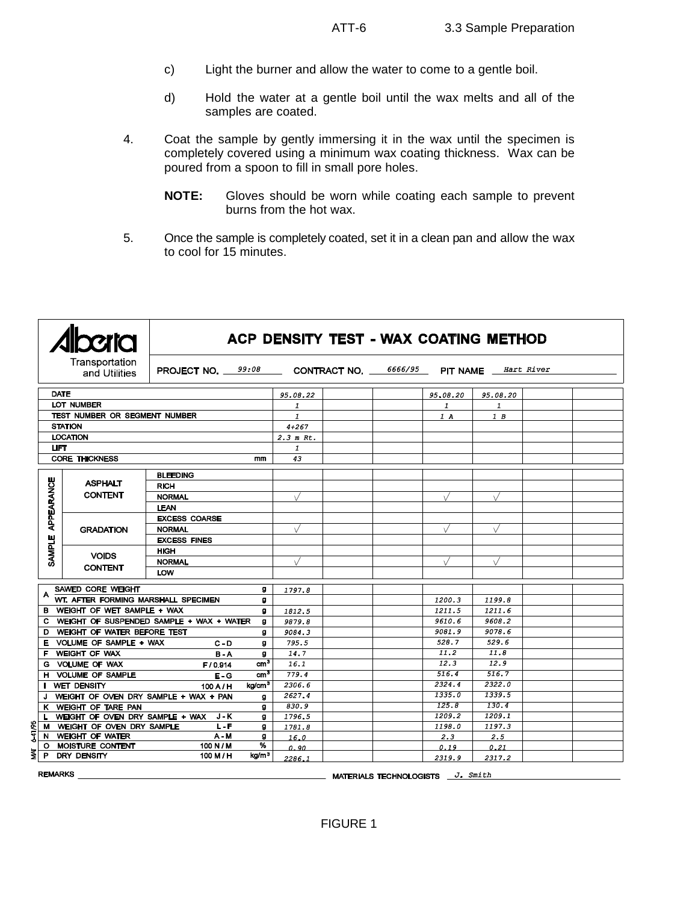c) Light the burner and allow the water to come to a gentle boil.

d) Hold the water at a gentle boil until the wax melts and all of the samples are coated.

4. Coat the sample by gently immersing it in the wax until the specimen is completely covered using a minimum wax coating thickness. Wax can be poured from a spoon to fill in small pore holes.

   **NOTE:** Gloves should be worn while coating each sample to prevent burns from the hot wax.

5. Once the sample is completely coated, set it in a clean pan and allow the wax to cool for 15 minutes.

**Alberta Transportation and Utilities**

## ACP DENSITY TEST - WAX COATING METHOD

**PROJECT NO.** 99:08 **CONTRACT NO.** 6666/95 **PIT NAME** Hart River

| | | | | | | | | | |
|---|---|---|---|---|---|---|---|---|---|
| DATE | | | 95.08.22 | | | 95.08.20 | 95.08.20 | | |
| LOT NUMBER | | | 1 | | | 1 | 1 | | |
| TEST NUMBER OR SEGMENT NUMBER | | | 1 | | | 1 A | 1 B | | |
| STATION | | | 4+267 | | | | | | |
| LOCATION | | | 2.3 m Rt. | | | | | | |
| LIFT | | | 1 | | | | | | |
| CORE THICKNESS | | mm | 43 | | | | | | |
| SAMPLE APPEARANCE | ASPHALT CONTENT | BLEEDING | | | | | | | |
| | | RICH | | | | | | | |
| | | NORMAL | √ | | | √ | √ | | |
| | | LEAN | | | | | | | |
| | GRADATION | EXCESS COARSE | | | | | | | |
| | | NORMAL | √ | | | √ | √ | | |
| | | EXCESS FINES | | | | | | | |
| | VOIDS CONTENT | HIGH | | | | | | | |
| | | NORMAL | √ | | | √ | √ | | |
| | | LOW | | | | | | | |
| A SAWED CORE WEIGHT | | g | 1797.8 | | | | | | |
| WT. AFTER FORMING MARSHALL SPECIMEN | | g | | | | 1200.3 | 1199.8 | | |
| B WEIGHT OF WET SAMPLE + WAX | | g | 1812.5 | | | 1211.5 | 1211.6 | | |
| C WEIGHT OF SUSPENDED SAMPLE + WAX + WATER | | g | 9879.8 | | | 9610.6 | 9608.2 | | |
| D WEIGHT OF WATER BEFORE TEST | | g | 9084.3 | | | 9081.9 | 9078.6 | | |
| E VOLUME OF SAMPLE + WAX | C - D | g | 795.5 | | | 528.7 | 529.6 | | |
| F WEIGHT OF WAX | B - A | g | 14.7 | | | 11.2 | 11.8 | | |
| G VOLUME OF WAX | F / 0.914 | $cm^3$ | 16.1 | | | 12.3 | 12.9 | | |
| H VOLUME OF SAMPLE | E - G | $cm^3$ | 779.4 | | | 516.4 | 516.7 | | |
| I WET DENSITY | 100 A / H | $kg/cm^3$ | 2306.6 | | | 2324.4 | 2322.0 | | |
| J WEIGHT OF OVEN DRY SAMPLE + WAX + PAN | | g | 2627.4 | | | 1335.0 | 1339.5 | | |
| K WEIGHT OF TARE PAN | | g | 830.9 | | | 125.8 | 130.4 | | |
| L WEIGHT OF OVEN DRY SAMPLE + WAX | J - K | g | 1796.5 | | | 1209.2 | 1209.1 | | |
| M WEIGHT OF OVEN DRY SAMPLE | L - F | g | 1781.8 | | | 1198.0 | 1197.3 | | |
| N WEIGHT OF WATER | A - M | g | 16.0 | | | 2.3 | 2.5 | | |
| O MOISTURE CONTENT | 100 N / M | % | 0.90 | | | 0.19 | 0.21 | | |
| P DRY DENSITY | 100 M / H | $kg/m^3$ | 2286.1 | | | 2319.9 | 2317.2 | | |

MAT 6-41/95

**REMARKS** ______ **MATERIALS TECHNOLOGISTS** J. Smith

FIGURE 1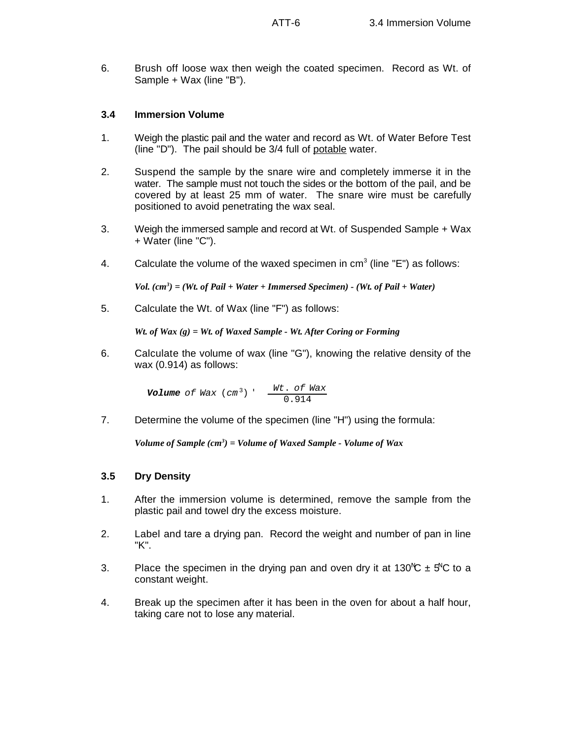6. Brush off loose wax then weigh the coated specimen. Record as Wt. of Sample + Wax (line "B").

### 3.4 Immersion Volume

1. Weigh the plastic pail and the water and record as Wt. of Water Before Test (line "D"). The pail should be 3/4 full of potable water.

2. Suspend the sample by the snare wire and completely immerse it in the water. The sample must not touch the sides or the bottom of the pail, and be covered by at least 25 mm of water. The snare wire must be carefully positioned to avoid penetrating the wax seal.

3. Weigh the immersed sample and record at Wt. of Suspended Sample + Wax + Water (line "C").

4. Calculate the volume of the waxed specimen in $cm^3$ (line "E") as follows:

   ***Vol. ($cm^3$) = (Wt. of Pail + Water + Immersed Specimen) - (Wt. of Pail + Water)***

5. Calculate the Wt. of Wax (line "F") as follows:

   ***Wt. of Wax (g) = Wt. of Waxed Sample - Wt. After Coring or Forming***

6. Calculate the volume of wax (line "G"), knowing the relative density of the wax (0.914) as follows:

   $$\textbf{Volume of Wax } (cm^3) = \frac{Wt.\ of\ Wax}{0.914}$$

7. Determine the volume of the specimen (line "H") using the formula:

   ***Volume of Sample ($cm^3$) = Volume of Waxed Sample - Volume of Wax***

### 3.5 Dry Density

1. After the immersion volume is determined, remove the sample from the plastic pail and towel dry the excess moisture.

2. Label and tare a drying pan. Record the weight and number of pan in line "K".

3. Place the specimen in the drying pan and oven dry it at 130°C ± 5°C to a constant weight.

4. Break up the specimen after it has been in the oven for about a half hour, taking care not to lose any material.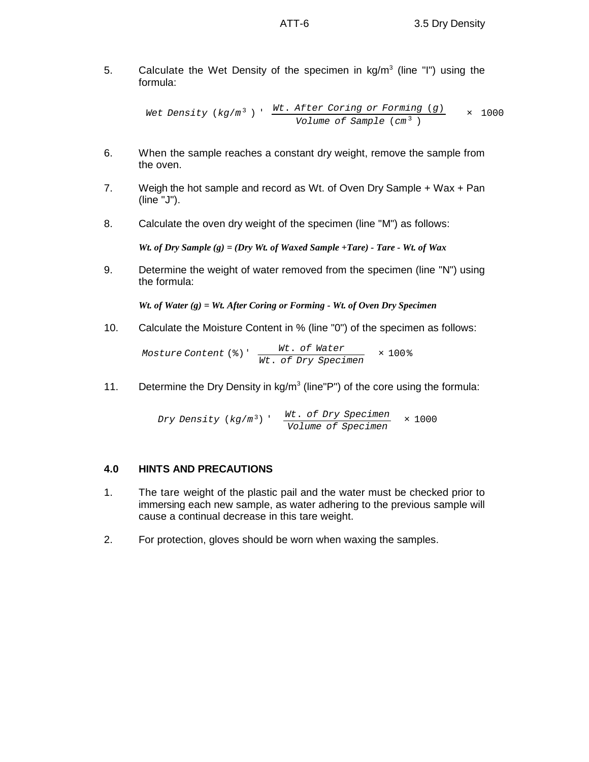5. Calculate the Wet Density of the specimen in kg/m$^3$ (line "I") using the formula:

$$Wet\ Density\ (kg/m^3) = \frac{Wt.\ After\ Coring\ or\ Forming\ (g)}{Volume\ of\ Sample\ (cm^3)} \times 1000$$

6. When the sample reaches a constant dry weight, remove the sample from the oven.

7. Weigh the hot sample and record as Wt. of Oven Dry Sample + Wax + Pan (line "J").

8. Calculate the oven dry weight of the specimen (line "M") as follows:

   ***Wt. of Dry Sample (g) = (Dry Wt. of Waxed Sample +Tare) - Tare - Wt. of Wax***

9. Determine the weight of water removed from the specimen (line "N") using the formula:

   ***Wt. of Water (g) = Wt. After Coring or Forming - Wt. of Oven Dry Specimen***

10. Calculate the Moisture Content in % (line "0") of the specimen as follows:

$$Mosture\ Content\ (\%) = \frac{Wt.\ of\ Water}{Wt.\ of\ Dry\ Specimen} \times 100\%$$

11. Determine the Dry Density in kg/m$^3$ (line"P") of the core using the formula:

$$Dry\ Density\ (kg/m^3) = \frac{Wt.\ of\ Dry\ Specimen}{Volume\ of\ Specimen} \times 1000$$

## 4.0 HINTS AND PRECAUTIONS

1. The tare weight of the plastic pail and the water must be checked prior to immersing each new sample, as water adhering to the previous sample will cause a continual decrease in this tare weight.

2. For protection, gloves should be worn when waxing the samples.